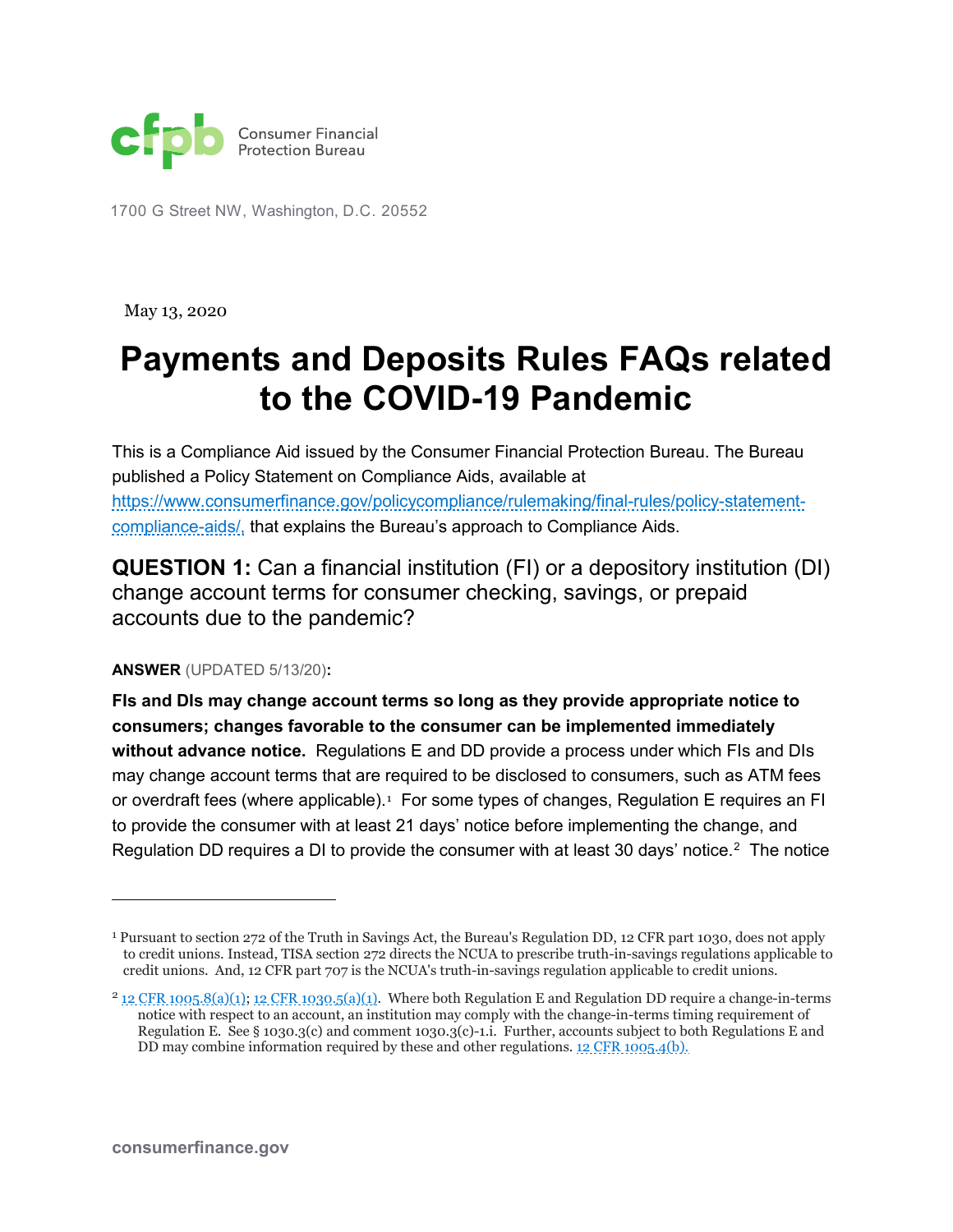cfpb Consumer Financial Protection Bureau

1700 G Street NW, Washington, D.C. 20552

May 13, 2020

# Payments and Deposits Rules FAQs related to the COVID-19 Pandemic

This is a Compliance Aid issued by the Consumer Financial Protection Bureau. The Bureau published a Policy Statement on Compliance Aids, available at https://www.consumerfinance.gov/policycompliance/rulemaking/final-rules/policy-statement-compliance-aids/, that explains the Bureau's approach to Compliance Aids.

## **QUESTION 1:** Can a financial institution (FI) or a depository institution (DI) change account terms for consumer checking, savings, or prepaid accounts due to the pandemic?

**ANSWER** (UPDATED 5/13/20)**:**

**FIs and DIs may change account terms so long as they provide appropriate notice to consumers; changes favorable to the consumer can be implemented immediately without advance notice.** Regulations E and DD provide a process under which FIs and DIs may change account terms that are required to be disclosed to consumers, such as ATM fees or overdraft fees (where applicable).[1] For some types of changes, Regulation E requires an FI to provide the consumer with at least 21 days' notice before implementing the change, and Regulation DD requires a DI to provide the consumer with at least 30 days' notice.[2] The notice

---

[1] Pursuant to section 272 of the Truth in Savings Act, the Bureau's Regulation DD, 12 CFR part 1030, does not apply to credit unions. Instead, TISA section 272 directs the NCUA to prescribe truth-in-savings regulations applicable to credit unions. And, 12 CFR part 707 is the NCUA's truth-in-savings regulation applicable to credit unions.

[2] 12 CFR 1005.8(a)(1); 12 CFR 1030.5(a)(1). Where both Regulation E and Regulation DD require a change-in-terms notice with respect to an account, an institution may comply with the change-in-terms timing requirement of Regulation E. See § 1030.3(c) and comment 1030.3(c)-1.i. Further, accounts subject to both Regulations E and DD may combine information required by these and other regulations. 12 CFR 1005.4(b).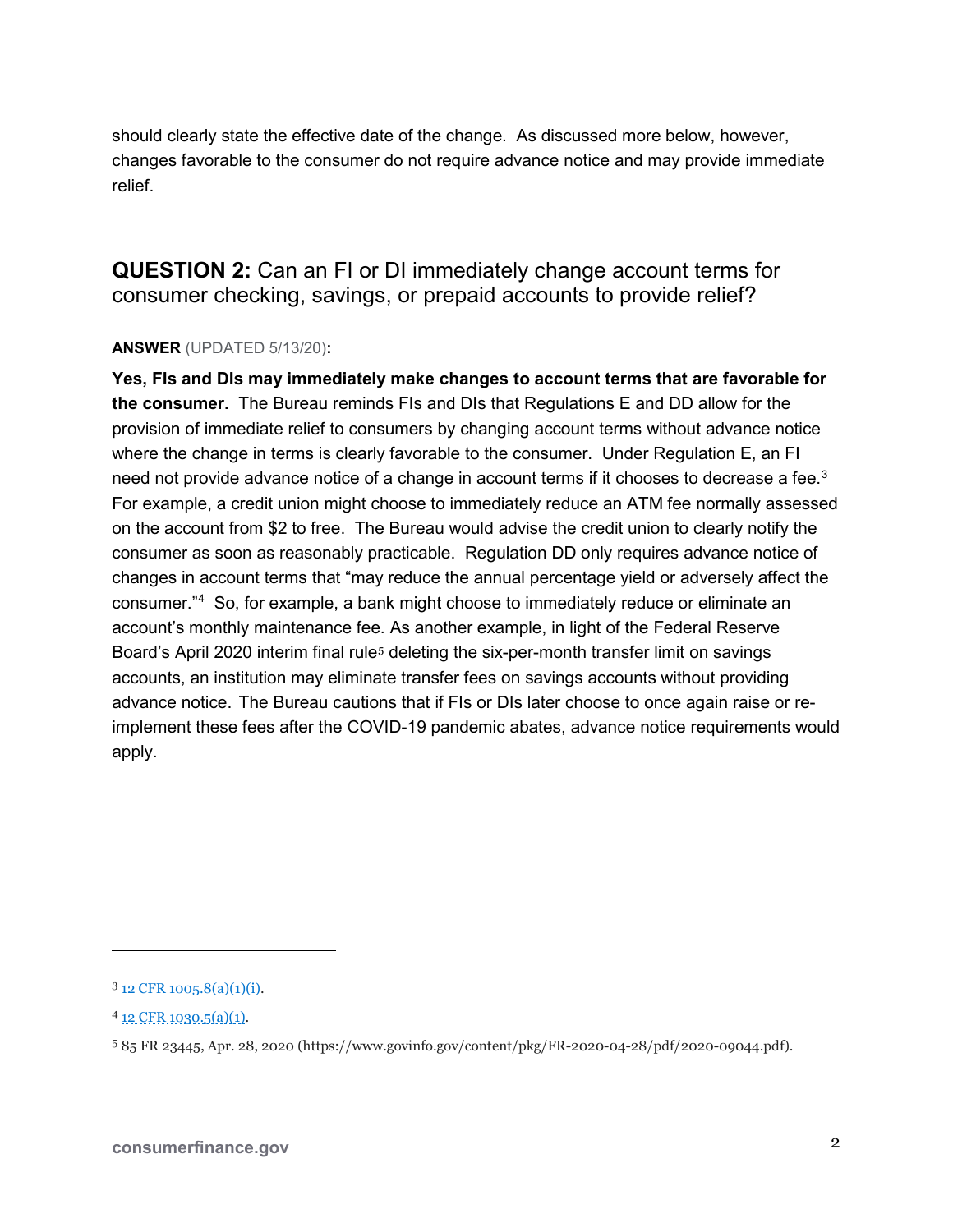should clearly state the effective date of the change. As discussed more below, however, changes favorable to the consumer do not require advance notice and may provide immediate relief.

## QUESTION 2: Can an FI or DI immediately change account terms for consumer checking, savings, or prepaid accounts to provide relief?

**ANSWER** (UPDATED 5/13/20)**:**

**Yes, FIs and DIs may immediately make changes to account terms that are favorable for the consumer.** The Bureau reminds FIs and DIs that Regulations E and DD allow for the provision of immediate relief to consumers by changing account terms without advance notice where the change in terms is clearly favorable to the consumer. Under Regulation E, an FI need not provide advance notice of a change in account terms if it chooses to decrease a fee.[3] For example, a credit union might choose to immediately reduce an ATM fee normally assessed on the account from $2 to free. The Bureau would advise the credit union to clearly notify the consumer as soon as reasonably practicable. Regulation DD only requires advance notice of changes in account terms that "may reduce the annual percentage yield or adversely affect the consumer."[4] So, for example, a bank might choose to immediately reduce or eliminate an account's monthly maintenance fee. As another example, in light of the Federal Reserve Board's April 2020 interim final rule[5] deleting the six-per-month transfer limit on savings accounts, an institution may eliminate transfer fees on savings accounts without providing advance notice. The Bureau cautions that if FIs or DIs later choose to once again raise or re-implement these fees after the COVID-19 pandemic abates, advance notice requirements would apply.

---

[3] 12 CFR 1005.8(a)(1)(i).

[4] 12 CFR 1030.5(a)(1).

[5] 85 FR 23445, Apr. 28, 2020 (https://www.govinfo.gov/content/pkg/FR-2020-04-28/pdf/2020-09044.pdf).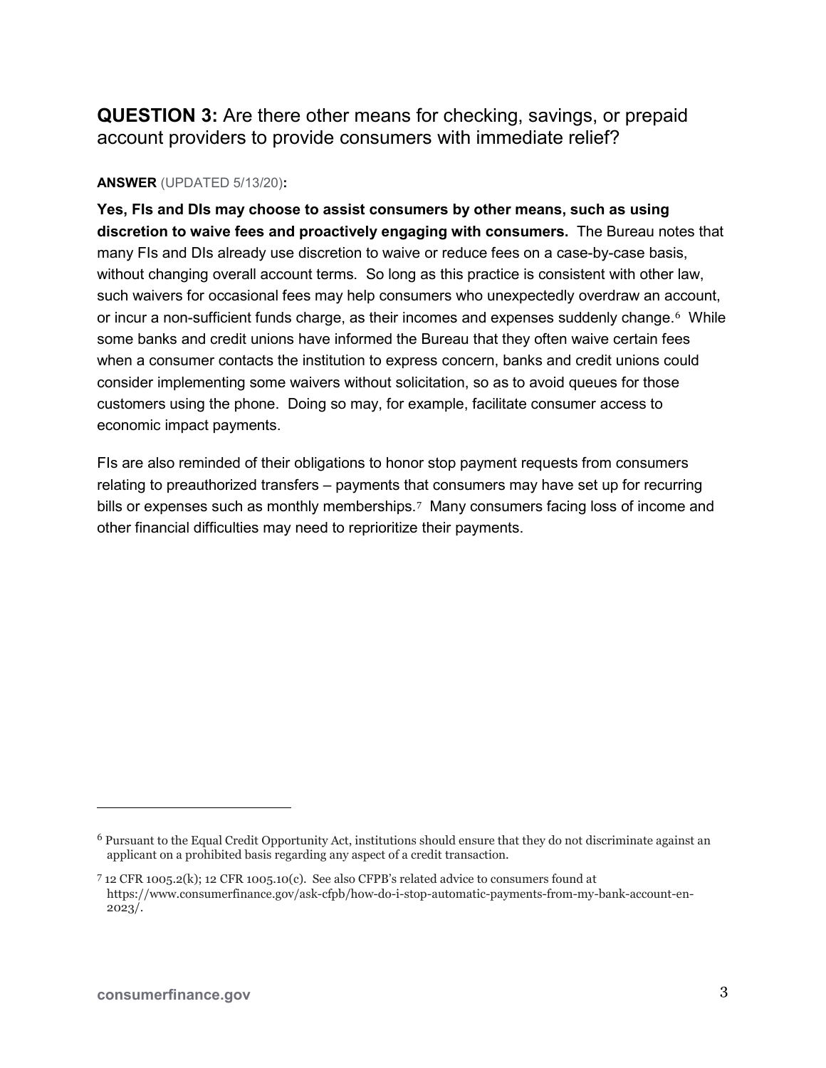## **QUESTION 3:** Are there other means for checking, savings, or prepaid account providers to provide consumers with immediate relief?

**ANSWER** (UPDATED 5/13/20)**:**

**Yes, FIs and DIs may choose to assist consumers by other means, such as using discretion to waive fees and proactively engaging with consumers.** The Bureau notes that many FIs and DIs already use discretion to waive or reduce fees on a case-by-case basis, without changing overall account terms. So long as this practice is consistent with other law, such waivers for occasional fees may help consumers who unexpectedly overdraw an account, or incur a non-sufficient funds charge, as their incomes and expenses suddenly change.[6] While some banks and credit unions have informed the Bureau that they often waive certain fees when a consumer contacts the institution to express concern, banks and credit unions could consider implementing some waivers without solicitation, so as to avoid queues for those customers using the phone. Doing so may, for example, facilitate consumer access to economic impact payments.

FIs are also reminded of their obligations to honor stop payment requests from consumers relating to preauthorized transfers – payments that consumers may have set up for recurring bills or expenses such as monthly memberships.[7] Many consumers facing loss of income and other financial difficulties may need to reprioritize their payments.

---

[6] Pursuant to the Equal Credit Opportunity Act, institutions should ensure that they do not discriminate against an applicant on a prohibited basis regarding any aspect of a credit transaction.

[7] 12 CFR 1005.2(k); 12 CFR 1005.10(c). See also CFPB's related advice to consumers found at https://www.consumerfinance.gov/ask-cfpb/how-do-i-stop-automatic-payments-from-my-bank-account-en-2023/.